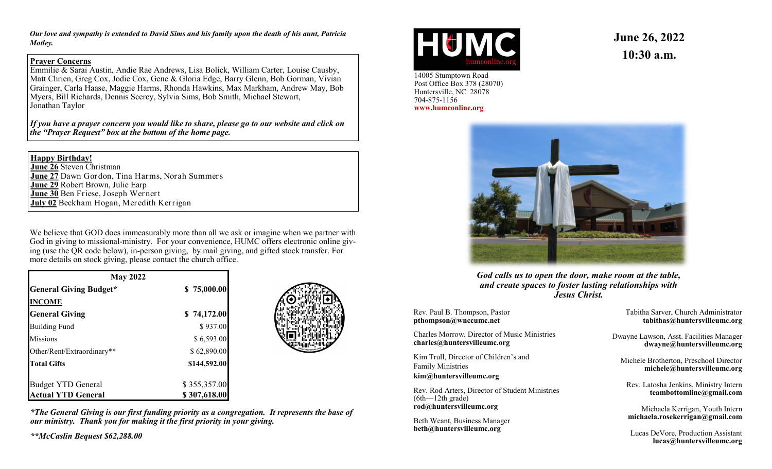*Our love and sympathy is extended to David Sims and his family upon the death of his aunt, Patricia Motley.*

**Prayer Concerns**

Emmilie & Sarai Austin, Andie Rae Andrews, Lisa Bolick, William Carter, Louise Causby, Matt Chrien, Greg Cox, Jodie Cox, Gene & Gloria Edge, Barry Glenn, Bob Gorman, Vivian Grainger, Carla Haase, Maggie Harms, Rhonda Hawkins, Max Markham, Andrew May, Bob Myers, Bill Richards, Dennis Scercy, Sylvia Sims, Bob Smith, Michael Stewart, Jonathan Taylor

***If you have a prayer concern you would like to share, please go to our website and click on the "Prayer Request" box at the bottom of the home page.***

**Happy Birthday!**

**June 26** Steven Christman
**June 27** Dawn Gordon, Tina Harms, Norah Summers
**June 29** Robert Brown, Julie Earp
**June 30** Ben Friese, Joseph Wernert
**July 02** Beckham Hogan, Meredith Kerrigan

We believe that GOD does immeasurably more than all we ask or imagine when we partner with God in giving to missional-ministry. For your convenience, HUMC offers electronic online giving (use the QR code below), in-person giving, by mail giving, and gifted stock transfer. For more details on stock giving, please contact the church office.

| May 2022 | |
|---|---|
| **General Giving Budget*** | **$ 75,000.00** |
| **INCOME** | |
| **General Giving** | **$ 74,172.00** |
| Building Fund | $ 937.00 |
| Missions | $ 6,593.00 |
| Other/Rent/Extraordinary** | $ 62,890.00 |
| **Total Gifts** | **$144,592.00** |
| Budget YTD General | $ 355,357.00 |
| **Actual YTD General** | **$ 307,618.00** |

***The General Giving is our first funding priority as a congregation. It represents the base of our ministry. Thank you for making it the first priority in your giving.***

***McCaslin Bequest $62,288.00***

HUMC
humconline.org

14005 Stumptown Road
Post Office Box 378 (28070)
Huntersville, NC 28078
704-875-1156
**www.humconline.org**

**June 26, 2022**
**10:30 a.m.**

***God calls us to open the door, make room at the table, and create spaces to foster lasting relationships with Jesus Christ.***

Rev. Paul B. Thompson, Pastor
**pthompson@wnccumc.net**

Charles Morrow, Director of Music Ministries
**charles@huntersvilleumc.org**

Kim Trull, Director of Children's and Family Ministries
**kim@huntersvilleumc.org**

Rev. Rod Arters, Director of Student Ministries (6th—12th grade)
**rod@huntersvilleumc.org**

Beth Weant, Business Manager
**beth@huntersvilleumc.org**

Tabitha Sarver, Church Administrator
**tabithas@huntersvilleumc.org**

Dwayne Lawson, Asst. Facilities Manager
**dwayne@huntersvilleumc.org**

Michele Brotherton, Preschool Director
**michele@huntersvilleumc.org**

Rev. Latosha Jenkins, Ministry Intern
**teambottomline@gmail.com**

Michaela Kerrigan, Youth Intern
**michaela.rosekerrigan@gmail.com**

Lucas DeVore, Production Assistant
**lucas@huntersvilleumc.org**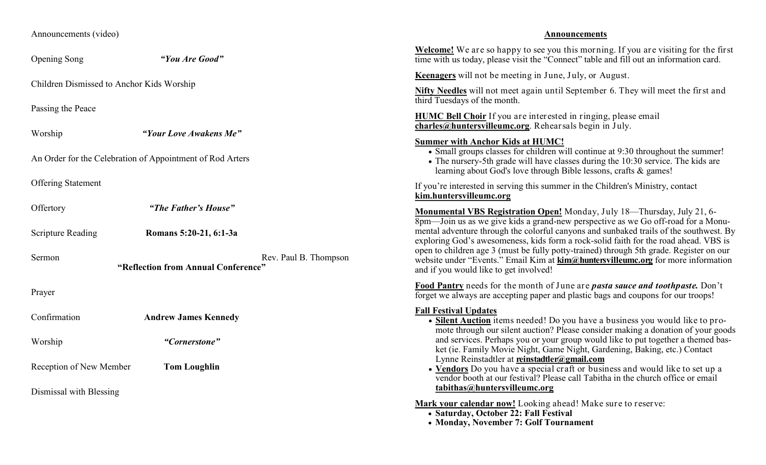Announcements (video)

Opening Song *"You Are Good"*

Children Dismissed to Anchor Kids Worship

Passing the Peace

Worship *"Your Love Awakens Me"*

An Order for the Celebration of Appointment of Rod Arters

Offering Statement

Offertory *"The Father's House"*

Scripture Reading **Romans 5:20-21, 6:1-3a**

Sermon Rev. Paul B. Thompson
**"Reflection from Annual Conference"**

Prayer

Confirmation **Andrew James Kennedy**

Worship *"Cornerstone"*

Reception of New Member **Tom Loughlin**

Dismissal with Blessing

## Announcements

**Welcome!** We are so happy to see you this morning. If you are visiting for the first time with us today, please visit the "Connect" table and fill out an information card.

**Keenagers** will not be meeting in June, July, or August.

**Nifty Needles** will not meet again until September 6. They will meet the first and third Tuesdays of the month.

**HUMC Bell Choir** If you are interested in ringing, please email **charles@huntersvilleumc.org**. Rehearsals begin in July.

**Summer with Anchor Kids at HUMC!**

- Small groups classes for children will continue at 9:30 throughout the summer!
- The nursery-5th grade will have classes during the 10:30 service. The kids are learning about God's love through Bible lessons, crafts & games!

If you're interested in serving this summer in the Children's Ministry, contact **kim.huntersvilleumc.org**

**Monumental VBS Registration Open!** Monday, July 18—Thursday, July 21, 6-8pm—Join us as we give kids a grand-new perspective as we Go off-road for a Monumental adventure through the colorful canyons and sunbaked trails of the southwest. By exploring God's awesomeness, kids form a rock-solid faith for the road ahead. VBS is open to children age 3 (must be fully potty-trained) through 5th grade. Register on our website under "Events." Email Kim at **kim@huntersvilleumc.org** for more information and if you would like to get involved!

**Food Pantry** needs for the month of June are ***pasta sauce and toothpaste.*** Don't forget we always are accepting paper and plastic bags and coupons for our troops!

**Fall Festival Updates**

- **Silent Auction** items needed! Do you have a business you would like to promote through our silent auction? Please consider making a donation of your goods and services. Perhaps you or your group would like to put together a themed basket (ie. Family Movie Night, Game Night, Gardening, Baking, etc.) Contact Lynne Reinstadtler at **reinstadtler@gmail.com**
- **Vendors** Do you have a special craft or business and would like to set up a vendor booth at our festival? Please call Tabitha in the church office or email **tabithas@huntersvilleumc.org**

**Mark your calendar now!** Looking ahead! Make sure to reserve:

- **Saturday, October 22: Fall Festival**
- **Monday, November 7: Golf Tournament**